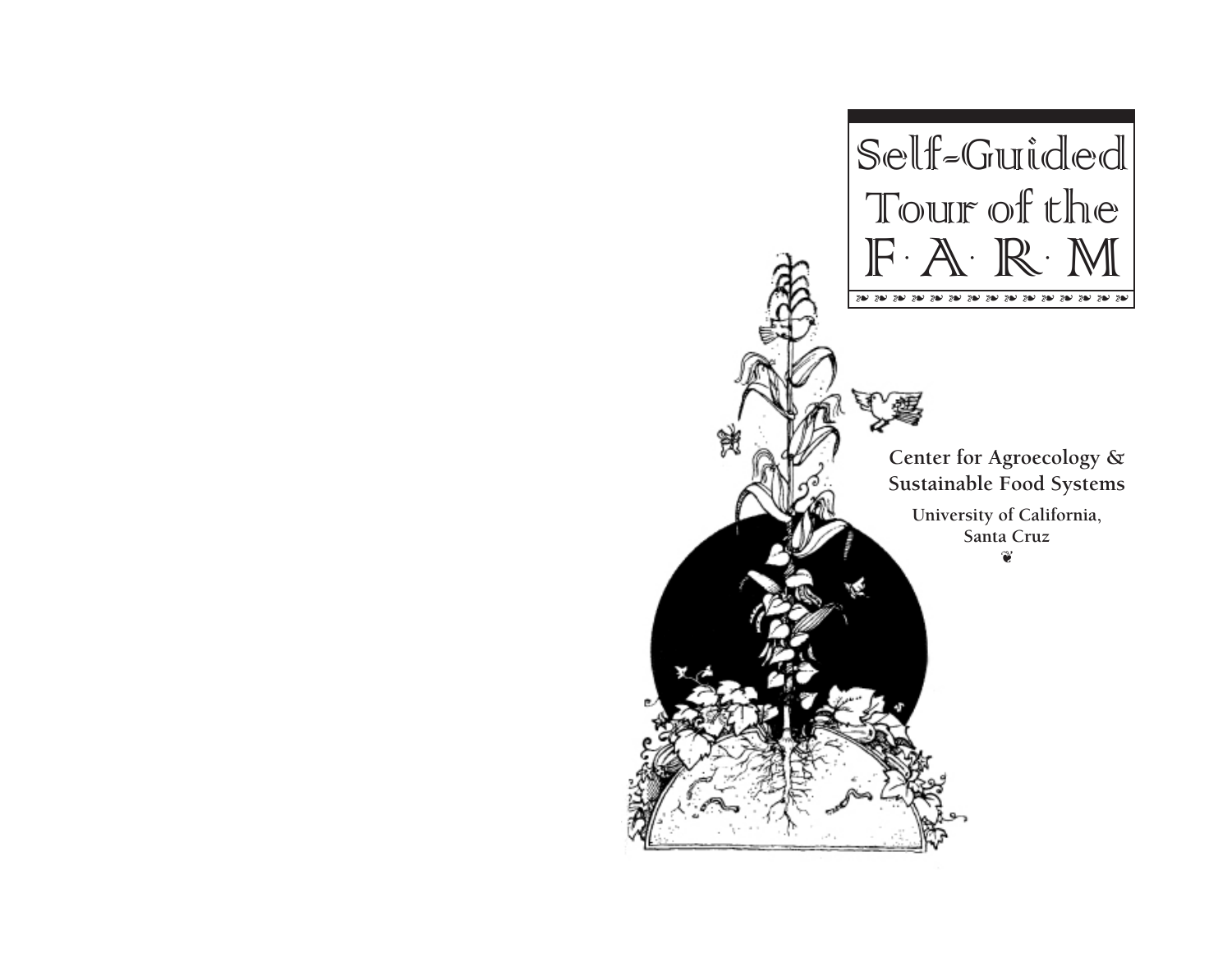# Self-Guided Tour of the F·A·R·M

**Center for Agroecology & Sustainable Food Systems**

**University of California, Santa Cruz**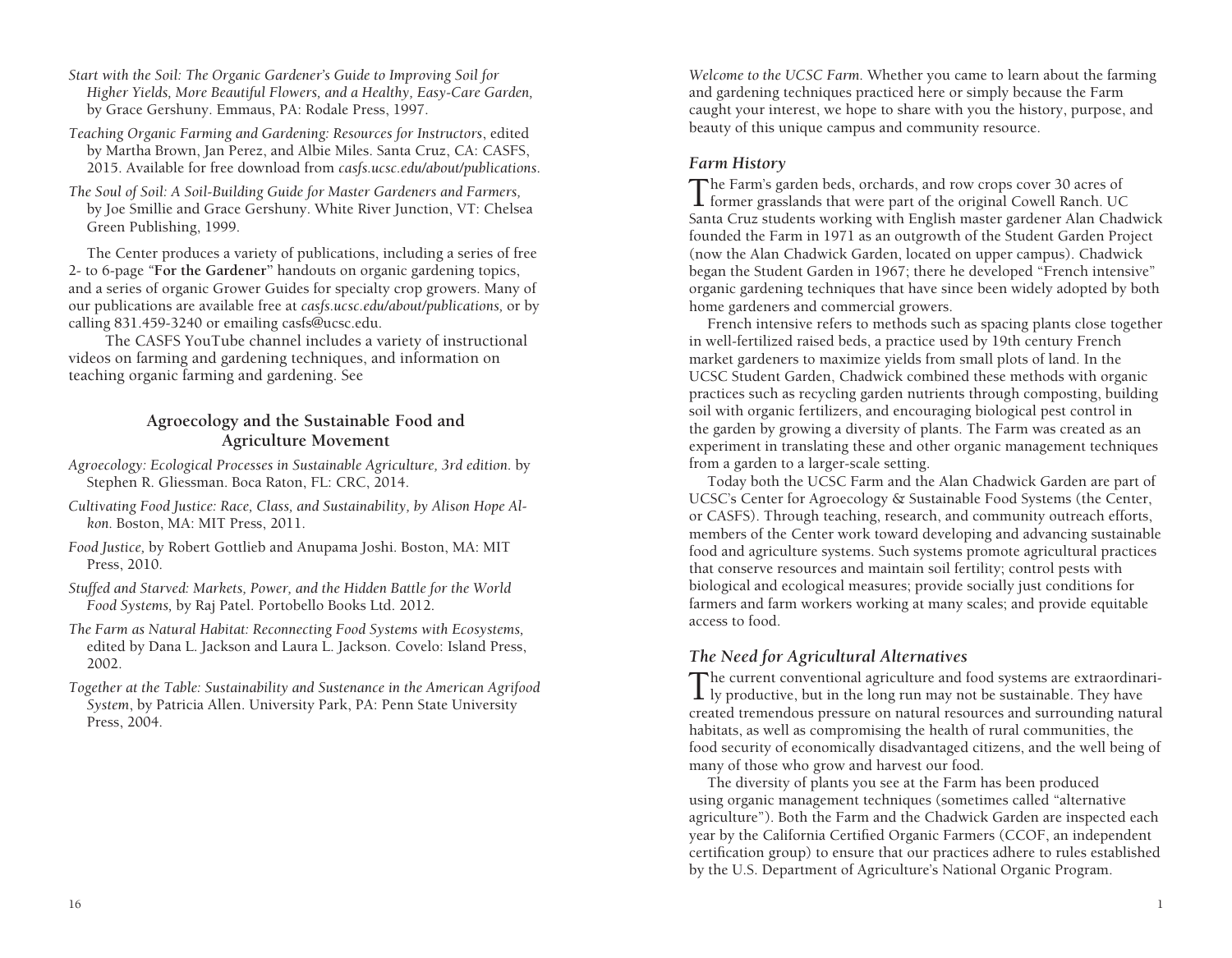*Start with the Soil: The Organic Gardener's Guide to Improving Soil for Higher Yields, More Beautiful Flowers, and a Healthy, Easy-Care Garden,* by Grace Gershuny. Emmaus, PA: Rodale Press, 1997.

*Teaching Organic Farming and Gardening: Resources for Instructors*, edited by Martha Brown, Jan Perez, and Albie Miles. Santa Cruz, CA: CASFS, 2015. Available for free download from *casfs.ucsc.edu/about/publications*.

*The Soul of Soil: A Soil-Building Guide for Master Gardeners and Farmers,* by Joe Smillie and Grace Gershuny. White River Junction, VT: Chelsea Green Publishing, 1999.

The Center produces a variety of publications, including a series of free 2- to 6-page "**For the Gardener**" handouts on organic gardening topics, and a series of organic Grower Guides for specialty crop growers. Many of our publications are available free at *casfs.ucsc.edu/about/publications,* or by calling 831.459-3240 or emailing casfs@ucsc.edu.

The CASFS YouTube channel includes a variety of instructional videos on farming and gardening techniques, and information on teaching organic farming and gardening. See

### Agroecology and the Sustainable Food and Agriculture Movement

*Agroecology: Ecological Processes in Sustainable Agriculture, 3rd edition.* by Stephen R. Gliessman. Boca Raton, FL: CRC, 2014.

*Cultivating Food Justice: Race, Class, and Sustainability, by Alison Hope Alkon.* Boston, MA: MIT Press, 2011.

*Food Justice,* by Robert Gottlieb and Anupama Joshi. Boston, MA: MIT Press, 2010.

*Stuffed and Starved: Markets, Power, and the Hidden Battle for the World Food Systems,* by Raj Patel. Portobello Books Ltd. 2012.

*The Farm as Natural Habitat: Reconnecting Food Systems with Ecosystems,* edited by Dana L. Jackson and Laura L. Jackson. Covelo: Island Press, 2002.

*Together at the Table: Sustainability and Sustenance in the American Agrifood System*, by Patricia Allen. University Park, PA: Penn State University Press, 2004.

*Welcome to the UCSC Farm.* Whether you came to learn about the farming and gardening techniques practiced here or simply because the Farm caught your interest, we hope to share with you the history, purpose, and beauty of this unique campus and community resource.

## Farm History

The Farm's garden beds, orchards, and row crops cover 30 acres of former grasslands that were part of the original Cowell Ranch. UC Santa Cruz students working with English master gardener Alan Chadwick founded the Farm in 1971 as an outgrowth of the Student Garden Project (now the Alan Chadwick Garden, located on upper campus). Chadwick began the Student Garden in 1967; there he developed "French intensive" organic gardening techniques that have since been widely adopted by both home gardeners and commercial growers.

French intensive refers to methods such as spacing plants close together in well-fertilized raised beds, a practice used by 19th century French market gardeners to maximize yields from small plots of land. In the UCSC Student Garden, Chadwick combined these methods with organic practices such as recycling garden nutrients through composting, building soil with organic fertilizers, and encouraging biological pest control in the garden by growing a diversity of plants. The Farm was created as an experiment in translating these and other organic management techniques from a garden to a larger-scale setting.

Today both the UCSC Farm and the Alan Chadwick Garden are part of UCSC's Center for Agroecology & Sustainable Food Systems (the Center, or CASFS). Through teaching, research, and community outreach efforts, members of the Center work toward developing and advancing sustainable food and agriculture systems. Such systems promote agricultural practices that conserve resources and maintain soil fertility; control pests with biological and ecological measures; provide socially just conditions for farmers and farm workers working at many scales; and provide equitable access to food.

## The Need for Agricultural Alternatives

The current conventional agriculture and food systems are extraordinarily productive, but in the long run may not be sustainable. They have created tremendous pressure on natural resources and surrounding natural habitats, as well as compromising the health of rural communities, the food security of economically disadvantaged citizens, and the well being of many of those who grow and harvest our food.

The diversity of plants you see at the Farm has been produced using organic management techniques (sometimes called "alternative agriculture"). Both the Farm and the Chadwick Garden are inspected each year by the California Certified Organic Farmers (CCOF, an independent certification group) to ensure that our practices adhere to rules established by the U.S. Department of Agriculture's National Organic Program.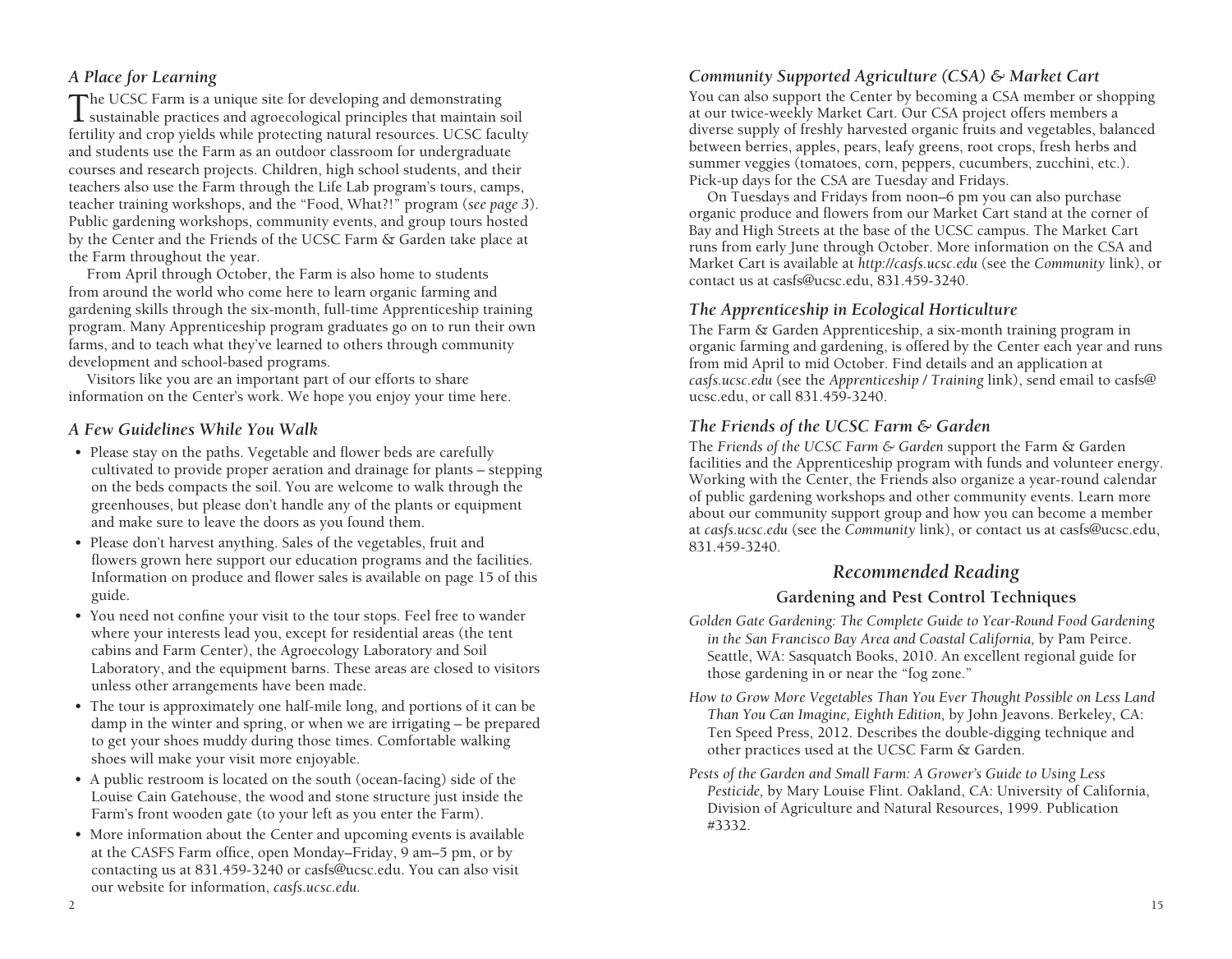### *A Place for Learning*

The UCSC Farm is a unique site for developing and demonstrating sustainable practices and agroecological principles that maintain soil fertility and crop yields while protecting natural resources. UCSC faculty and students use the Farm as an outdoor classroom for undergraduate courses and research projects. Children, high school students, and their teachers also use the Farm through the Life Lab program's tours, camps, teacher training workshops, and the "Food, What?!" program (*see page 3*). Public gardening workshops, community events, and group tours hosted by the Center and the Friends of the UCSC Farm & Garden take place at the Farm throughout the year.

From April through October, the Farm is also home to students from around the world who come here to learn organic farming and gardening skills through the six-month, full-time Apprenticeship training program. Many Apprenticeship program graduates go on to run their own farms, and to teach what they've learned to others through community development and school-based programs.

Visitors like you are an important part of our efforts to share information on the Center's work. We hope you enjoy your time here.

### *A Few Guidelines While You Walk*

- Please stay on the paths. Vegetable and flower beds are carefully cultivated to provide proper aeration and drainage for plants – stepping on the beds compacts the soil. You are welcome to walk through the greenhouses, but please don't handle any of the plants or equipment and make sure to leave the doors as you found them.
- Please don't harvest anything. Sales of the vegetables, fruit and flowers grown here support our education programs and the facilities. Information on produce and flower sales is available on page 15 of this guide.
- You need not confine your visit to the tour stops. Feel free to wander where your interests lead you, except for residential areas (the tent cabins and Farm Center), the Agroecology Laboratory and Soil Laboratory, and the equipment barns. These areas are closed to visitors unless other arrangements have been made.
- The tour is approximately one half-mile long, and portions of it can be damp in the winter and spring, or when we are irrigating – be prepared to get your shoes muddy during those times. Comfortable walking shoes will make your visit more enjoyable.
- A public restroom is located on the south (ocean-facing) side of the Louise Cain Gatehouse, the wood and stone structure just inside the Farm's front wooden gate (to your left as you enter the Farm).
- More information about the Center and upcoming events is available at the CASFS Farm office, open Monday–Friday, 9 am–5 pm, or by contacting us at 831.459-3240 or casfs@ucsc.edu. You can also visit our website for information, *casfs.ucsc.edu.*

### *Community Supported Agriculture (CSA) & Market Cart*

You can also support the Center by becoming a CSA member or shopping at our twice-weekly Market Cart. Our CSA project offers members a diverse supply of freshly harvested organic fruits and vegetables, balanced between berries, apples, pears, leafy greens, root crops, fresh herbs and summer veggies (tomatoes, corn, peppers, cucumbers, zucchini, etc.). Pick-up days for the CSA are Tuesday and Fridays.

On Tuesdays and Fridays from noon–6 pm you can also purchase organic produce and flowers from our Market Cart stand at the corner of Bay and High Streets at the base of the UCSC campus. The Market Cart runs from early June through October. More information on the CSA and Market Cart is available at *http://casfs.ucsc.edu* (see the *Community* link), or contact us at casfs@ucsc.edu, 831.459-3240.

### *The Apprenticeship in Ecological Horticulture*

The Farm & Garden Apprenticeship, a six-month training program in organic farming and gardening, is offered by the Center each year and runs from mid April to mid October. Find details and an application at *casfs.ucsc.edu* (see the *Apprenticeship / Training* link), send email to casfs@ucsc.edu, or call 831.459-3240.

### *The Friends of the UCSC Farm & Garden*

The *Friends of the UCSC Farm & Garden* support the Farm & Garden facilities and the Apprenticeship program with funds and volunteer energy. Working with the Center, the Friends also organize a year-round calendar of public gardening workshops and other community events. Learn more about our community support group and how you can become a member at *casfs.ucsc.edu* (see the *Community* link), or contact us at casfs@ucsc.edu, 831.459-3240.

## *Recommended Reading*

### Gardening and Pest Control Techniques

*Golden Gate Gardening: The Complete Guide to Year-Round Food Gardening in the San Francisco Bay Area and Coastal California,* by Pam Peirce. Seattle, WA: Sasquatch Books, 2010. An excellent regional guide for those gardening in or near the "fog zone."

*How to Grow More Vegetables Than You Ever Thought Possible on Less Land Than You Can Imagine, Eighth Edition,* by John Jeavons. Berkeley, CA: Ten Speed Press, 2012. Describes the double-digging technique and other practices used at the UCSC Farm & Garden.

*Pests of the Garden and Small Farm: A Grower's Guide to Using Less Pesticide,* by Mary Louise Flint. Oakland, CA: University of California, Division of Agriculture and Natural Resources, 1999. Publication #3332.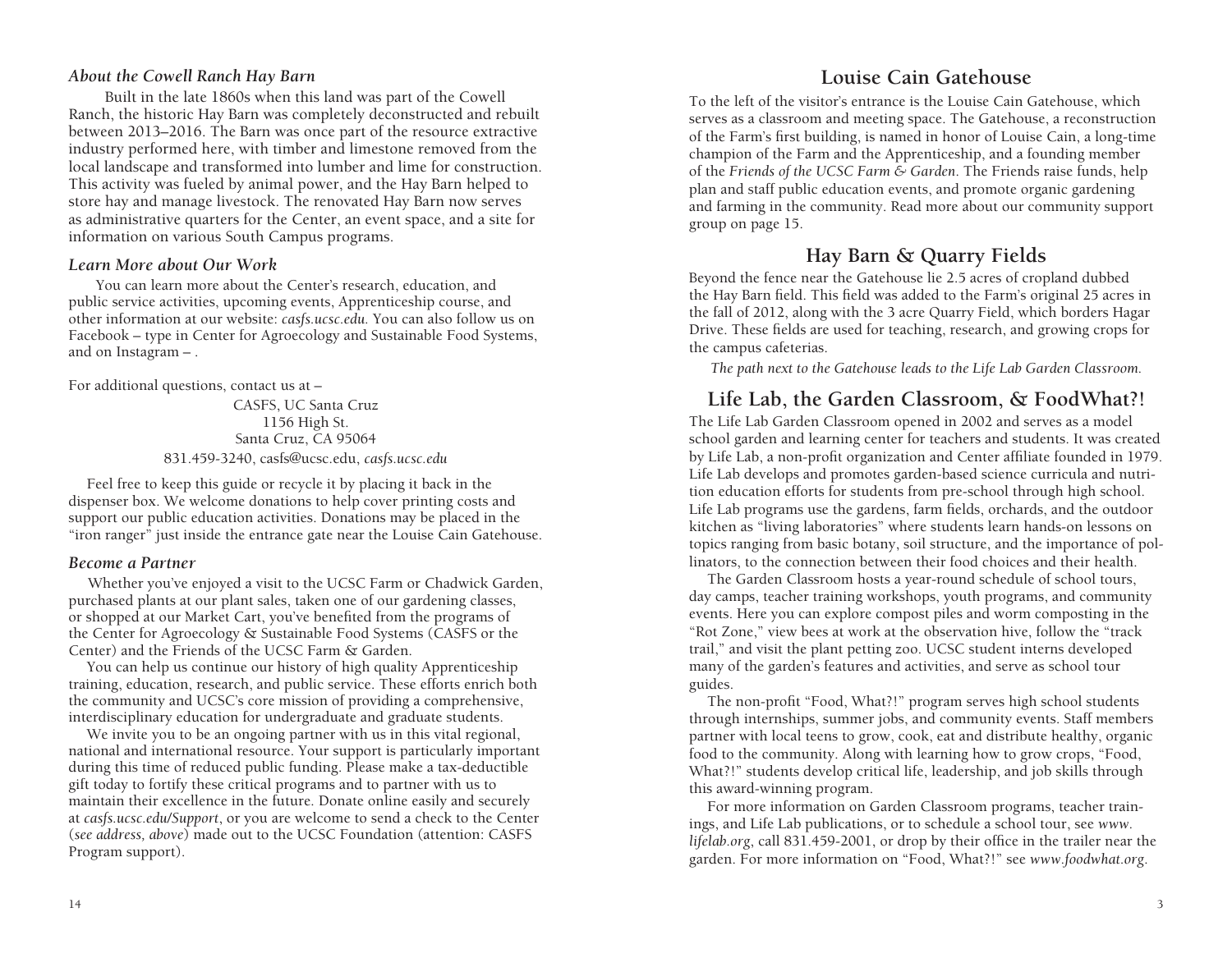### *About the Cowell Ranch Hay Barn*

Built in the late 1860s when this land was part of the Cowell Ranch, the historic Hay Barn was completely deconstructed and rebuilt between 2013–2016. The Barn was once part of the resource extractive industry performed here, with timber and limestone removed from the local landscape and transformed into lumber and lime for construction. This activity was fueled by animal power, and the Hay Barn helped to store hay and manage livestock. The renovated Hay Barn now serves as administrative quarters for the Center, an event space, and a site for information on various South Campus programs.

### *Learn More about Our Work*

You can learn more about the Center's research, education, and public service activities, upcoming events, Apprenticeship course, and other information at our website: *casfs.ucsc.edu.* You can also follow us on Facebook – type in Center for Agroecology and Sustainable Food Systems, and on Instagram – .

For additional questions, contact us at –

CASFS, UC Santa Cruz
1156 High St.
Santa Cruz, CA 95064
831.459-3240, casfs@ucsc.edu, *casfs.ucsc.edu*

Feel free to keep this guide or recycle it by placing it back in the dispenser box. We welcome donations to help cover printing costs and support our public education activities. Donations may be placed in the "iron ranger" just inside the entrance gate near the Louise Cain Gatehouse.

### *Become a Partner*

Whether you've enjoyed a visit to the UCSC Farm or Chadwick Garden, purchased plants at our plant sales, taken one of our gardening classes, or shopped at our Market Cart, you've benefited from the programs of the Center for Agroecology & Sustainable Food Systems (CASFS or the Center) and the Friends of the UCSC Farm & Garden.

You can help us continue our history of high quality Apprenticeship training, education, research, and public service. These efforts enrich both the community and UCSC's core mission of providing a comprehensive, interdisciplinary education for undergraduate and graduate students.

We invite you to be an ongoing partner with us in this vital regional, national and international resource. Your support is particularly important during this time of reduced public funding. Please make a tax-deductible gift today to fortify these critical programs and to partner with us to maintain their excellence in the future. Donate online easily and securely at *casfs.ucsc.edu/Support*, or you are welcome to send a check to the Center (*see address, above*) made out to the UCSC Foundation (attention: CASFS Program support).

## Louise Cain Gatehouse

To the left of the visitor's entrance is the Louise Cain Gatehouse, which serves as a classroom and meeting space. The Gatehouse, a reconstruction of the Farm's first building, is named in honor of Louise Cain, a long-time champion of the Farm and the Apprenticeship, and a founding member of the *Friends of the UCSC Farm & Garden*. The Friends raise funds, help plan and staff public education events, and promote organic gardening and farming in the community. Read more about our community support group on page 15.

## Hay Barn & Quarry Fields

Beyond the fence near the Gatehouse lie 2.5 acres of cropland dubbed the Hay Barn field. This field was added to the Farm's original 25 acres in the fall of 2012, along with the 3 acre Quarry Field, which borders Hagar Drive. These fields are used for teaching, research, and growing crops for the campus cafeterias.

*The path next to the Gatehouse leads to the Life Lab Garden Classroom.*

## Life Lab, the Garden Classroom, & FoodWhat?!

The Life Lab Garden Classroom opened in 2002 and serves as a model school garden and learning center for teachers and students. It was created by Life Lab, a non-profit organization and Center affiliate founded in 1979. Life Lab develops and promotes garden-based science curricula and nutrition education efforts for students from pre-school through high school. Life Lab programs use the gardens, farm fields, orchards, and the outdoor kitchen as "living laboratories" where students learn hands-on lessons on topics ranging from basic botany, soil structure, and the importance of pollinators, to the connection between their food choices and their health.

The Garden Classroom hosts a year-round schedule of school tours, day camps, teacher training workshops, youth programs, and community events. Here you can explore compost piles and worm composting in the "Rot Zone," view bees at work at the observation hive, follow the "track trail," and visit the plant petting zoo. UCSC student interns developed many of the garden's features and activities, and serve as school tour guides.

The non-profit "Food, What?!" program serves high school students through internships, summer jobs, and community events. Staff members partner with local teens to grow, cook, eat and distribute healthy, organic food to the community. Along with learning how to grow crops, "Food, What?!" students develop critical life, leadership, and job skills through this award-winning program.

For more information on Garden Classroom programs, teacher trainings, and Life Lab publications, or to schedule a school tour, see *www.lifelab.org*, call 831.459-2001, or drop by their office in the trailer near the garden. For more information on "Food, What?!" see *www.foodwhat.org*.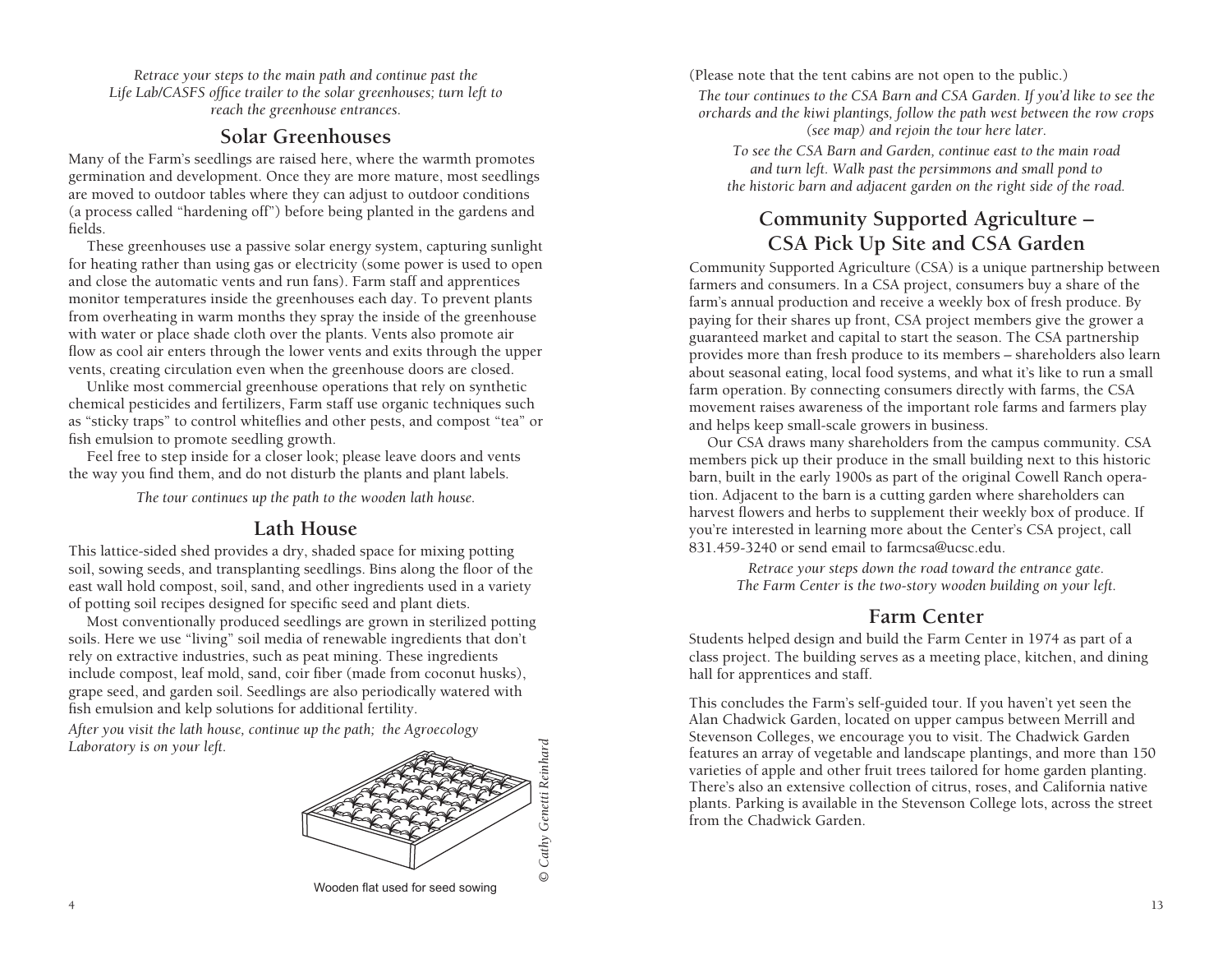*Retrace your steps to the main path and continue past the Life Lab/CASFS office trailer to the solar greenhouses; turn left to reach the greenhouse entrances.*

## Solar Greenhouses

Many of the Farm's seedlings are raised here, where the warmth promotes germination and development. Once they are more mature, most seedlings are moved to outdoor tables where they can adjust to outdoor conditions (a process called "hardening off") before being planted in the gardens and fields.

These greenhouses use a passive solar energy system, capturing sunlight for heating rather than using gas or electricity (some power is used to open and close the automatic vents and run fans). Farm staff and apprentices monitor temperatures inside the greenhouses each day. To prevent plants from overheating in warm months they spray the inside of the greenhouse with water or place shade cloth over the plants. Vents also promote air flow as cool air enters through the lower vents and exits through the upper vents, creating circulation even when the greenhouse doors are closed.

Unlike most commercial greenhouse operations that rely on synthetic chemical pesticides and fertilizers, Farm staff use organic techniques such as "sticky traps" to control whiteflies and other pests, and compost "tea" or fish emulsion to promote seedling growth.

Feel free to step inside for a closer look; please leave doors and vents the way you find them, and do not disturb the plants and plant labels.

*The tour continues up the path to the wooden lath house.*

## Lath House

This lattice-sided shed provides a dry, shaded space for mixing potting soil, sowing seeds, and transplanting seedlings. Bins along the floor of the east wall hold compost, soil, sand, and other ingredients used in a variety of potting soil recipes designed for specific seed and plant diets.

Most conventionally produced seedlings are grown in sterilized potting soils. Here we use "living" soil media of renewable ingredients that don't rely on extractive industries, such as peat mining. These ingredients include compost, leaf mold, sand, coir fiber (made from coconut husks), grape seed, and garden soil. Seedlings are also periodically watered with fish emulsion and kelp solutions for additional fertility.

*After you visit the lath house, continue up the path; the Agroecology Laboratory is on your left.*

Wooden flat used for seed sowing

© Cathy Genetti Reinhard

(Please note that the tent cabins are not open to the public.)

*The tour continues to the CSA Barn and CSA Garden. If you'd like to see the orchards and the kiwi plantings, follow the path west between the row crops (see map) and rejoin the tour here later.*

*To see the CSA Barn and Garden, continue east to the main road and turn left. Walk past the persimmons and small pond to the historic barn and adjacent garden on the right side of the road.*

## Community Supported Agriculture – CSA Pick Up Site and CSA Garden

Community Supported Agriculture (CSA) is a unique partnership between farmers and consumers. In a CSA project, consumers buy a share of the farm's annual production and receive a weekly box of fresh produce. By paying for their shares up front, CSA project members give the grower a guaranteed market and capital to start the season. The CSA partnership provides more than fresh produce to its members – shareholders also learn about seasonal eating, local food systems, and what it's like to run a small farm operation. By connecting consumers directly with farms, the CSA movement raises awareness of the important role farms and farmers play and helps keep small-scale growers in business.

Our CSA draws many shareholders from the campus community. CSA members pick up their produce in the small building next to this historic barn, built in the early 1900s as part of the original Cowell Ranch operation. Adjacent to the barn is a cutting garden where shareholders can harvest flowers and herbs to supplement their weekly box of produce. If you're interested in learning more about the Center's CSA project, call 831.459-3240 or send email to farmcsa@ucsc.edu.

*Retrace your steps down the road toward the entrance gate. The Farm Center is the two-story wooden building on your left.*

## Farm Center

Students helped design and build the Farm Center in 1974 as part of a class project. The building serves as a meeting place, kitchen, and dining hall for apprentices and staff.

This concludes the Farm's self-guided tour. If you haven't yet seen the Alan Chadwick Garden, located on upper campus between Merrill and Stevenson Colleges, we encourage you to visit. The Chadwick Garden features an array of vegetable and landscape plantings, and more than 150 varieties of apple and other fruit trees tailored for home garden planting. There's also an extensive collection of citrus, roses, and California native plants. Parking is available in the Stevenson College lots, across the street from the Chadwick Garden.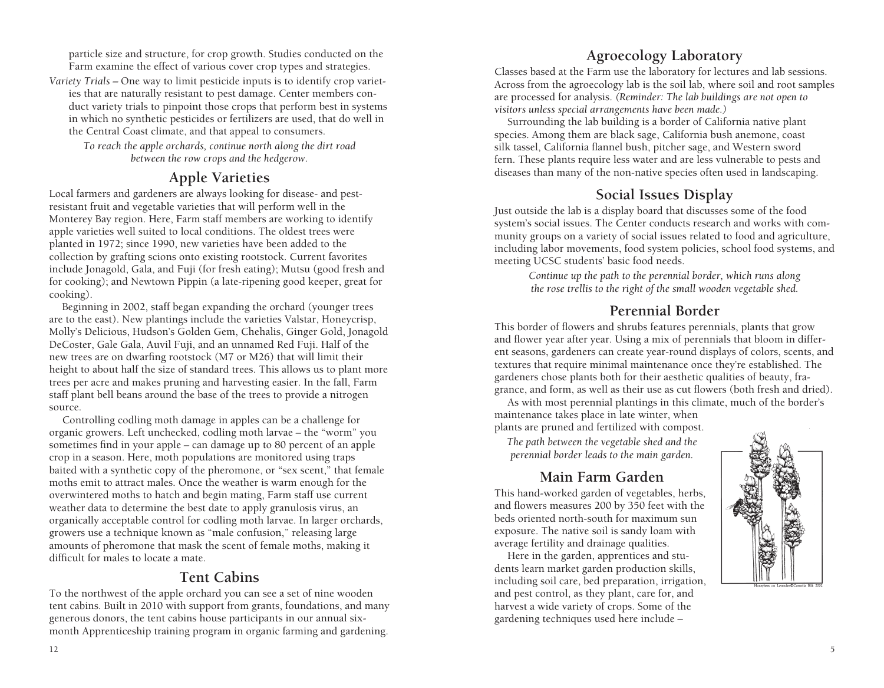particle size and structure, for crop growth. Studies conducted on the Farm examine the effect of various cover crop types and strategies.

*Variety Trials* – One way to limit pesticide inputs is to identify crop varieties that are naturally resistant to pest damage. Center members conduct variety trials to pinpoint those crops that perform best in systems in which no synthetic pesticides or fertilizers are used, that do well in the Central Coast climate, and that appeal to consumers.

*To reach the apple orchards, continue north along the dirt road between the row crops and the hedgerow.*

## Apple Varieties

Local farmers and gardeners are always looking for disease- and pest-resistant fruit and vegetable varieties that will perform well in the Monterey Bay region. Here, Farm staff members are working to identify apple varieties well suited to local conditions. The oldest trees were planted in 1972; since 1990, new varieties have been added to the collection by grafting scions onto existing rootstock. Current favorites include Jonagold, Gala, and Fuji (for fresh eating); Mutsu (good fresh and for cooking); and Newtown Pippin (a late-ripening good keeper, great for cooking).

Beginning in 2002, staff began expanding the orchard (younger trees are to the east). New plantings include the varieties Valstar, Honeycrisp, Molly's Delicious, Hudson's Golden Gem, Chehalis, Ginger Gold, Jonagold DeCoster, Gale Gala, Auvil Fuji, and an unnamed Red Fuji. Half of the new trees are on dwarfing rootstock (M7 or M26) that will limit their height to about half the size of standard trees. This allows us to plant more trees per acre and makes pruning and harvesting easier. In the fall, Farm staff plant bell beans around the base of the trees to provide a nitrogen source.

Controlling codling moth damage in apples can be a challenge for organic growers. Left unchecked, codling moth larvae – the "worm" you sometimes find in your apple – can damage up to 80 percent of an apple crop in a season. Here, moth populations are monitored using traps baited with a synthetic copy of the pheromone, or "sex scent," that female moths emit to attract males. Once the weather is warm enough for the overwintered moths to hatch and begin mating, Farm staff use current weather data to determine the best date to apply granulosis virus, an organically acceptable control for codling moth larvae. In larger orchards, growers use a technique known as "male confusion," releasing large amounts of pheromone that mask the scent of female moths, making it difficult for males to locate a mate.

## Tent Cabins

To the northwest of the apple orchard you can see a set of nine wooden tent cabins. Built in 2010 with support from grants, foundations, and many generous donors, the tent cabins house participants in our annual six-month Apprenticeship training program in organic farming and gardening.

## Agroecology Laboratory

Classes based at the Farm use the laboratory for lectures and lab sessions. Across from the agroecology lab is the soil lab, where soil and root samples are processed for analysis. (*Reminder: The lab buildings are not open to visitors unless special arrangements have been made.*)

Surrounding the lab building is a border of California native plant species. Among them are black sage, California bush anemone, coast silk tassel, California flannel bush, pitcher sage, and Western sword fern. These plants require less water and are less vulnerable to pests and diseases than many of the non-native species often used in landscaping.

## Social Issues Display

Just outside the lab is a display board that discusses some of the food system's social issues. The Center conducts research and works with community groups on a variety of social issues related to food and agriculture, including labor movements, food system policies, school food systems, and meeting UCSC students' basic food needs.

*Continue up the path to the perennial border, which runs along the rose trellis to the right of the small wooden vegetable shed.*

## Perennial Border

This border of flowers and shrubs features perennials, plants that grow and flower year after year. Using a mix of perennials that bloom in different seasons, gardeners can create year-round displays of colors, scents, and textures that require minimal maintenance once they're established. The gardeners chose plants both for their aesthetic qualities of beauty, fragrance, and form, as well as their use as cut flowers (both fresh and dried).

As with most perennial plantings in this climate, much of the border's maintenance takes place in late winter, when plants are pruned and fertilized with compost.

*The path between the vegetable shed and the perennial border leads to the main garden.*

Honeybees on Lavender©Cornelia Blik 2002

## Main Farm Garden

This hand-worked garden of vegetables, herbs, and flowers measures 200 by 350 feet with the beds oriented north-south for maximum sun exposure. The native soil is sandy loam with average fertility and drainage qualities.

Here in the garden, apprentices and students learn market garden production skills, including soil care, bed preparation, irrigation, and pest control, as they plant, care for, and harvest a wide variety of crops. Some of the gardening techniques used here include –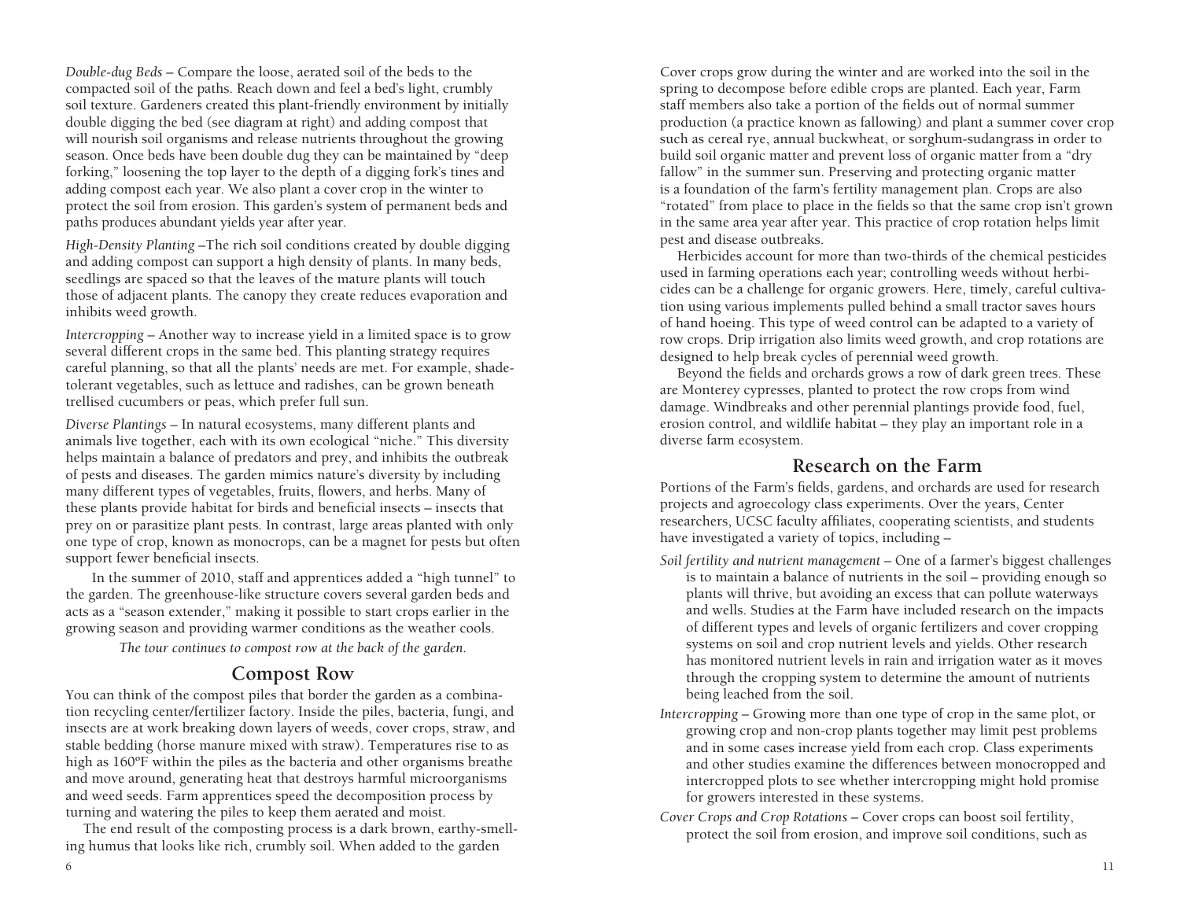*Double-dug Beds* – Compare the loose, aerated soil of the beds to the compacted soil of the paths. Reach down and feel a bed's light, crumbly soil texture. Gardeners created this plant-friendly environment by initially double digging the bed (see diagram at right) and adding compost that will nourish soil organisms and release nutrients throughout the growing season. Once beds have been double dug they can be maintained by "deep forking," loosening the top layer to the depth of a digging fork's tines and adding compost each year. We also plant a cover crop in the winter to protect the soil from erosion. This garden's system of permanent beds and paths produces abundant yields year after year.

*High-Density Planting* –The rich soil conditions created by double digging and adding compost can support a high density of plants. In many beds, seedlings are spaced so that the leaves of the mature plants will touch those of adjacent plants. The canopy they create reduces evaporation and inhibits weed growth.

*Intercropping* – Another way to increase yield in a limited space is to grow several different crops in the same bed. This planting strategy requires careful planning, so that all the plants' needs are met. For example, shade-tolerant vegetables, such as lettuce and radishes, can be grown beneath trellised cucumbers or peas, which prefer full sun.

*Diverse Plantings* – In natural ecosystems, many different plants and animals live together, each with its own ecological "niche." This diversity helps maintain a balance of predators and prey, and inhibits the outbreak of pests and diseases. The garden mimics nature's diversity by including many different types of vegetables, fruits, flowers, and herbs. Many of these plants provide habitat for birds and beneficial insects – insects that prey on or parasitize plant pests. In contrast, large areas planted with only one type of crop, known as monocrops, can be a magnet for pests but often support fewer beneficial insects.

In the summer of 2010, staff and apprentices added a "high tunnel" to the garden. The greenhouse-like structure covers several garden beds and acts as a "season extender," making it possible to start crops earlier in the growing season and providing warmer conditions as the weather cools.

*The tour continues to compost row at the back of the garden.*

## Compost Row

You can think of the compost piles that border the garden as a combination recycling center/fertilizer factory. Inside the piles, bacteria, fungi, and insects are at work breaking down layers of weeds, cover crops, straw, and stable bedding (horse manure mixed with straw). Temperatures rise to as high as 160ºF within the piles as the bacteria and other organisms breathe and move around, generating heat that destroys harmful microorganisms and weed seeds. Farm apprentices speed the decomposition process by turning and watering the piles to keep them aerated and moist.

The end result of the composting process is a dark brown, earthy-smelling humus that looks like rich, crumbly soil. When added to the garden

Cover crops grow during the winter and are worked into the soil in the spring to decompose before edible crops are planted. Each year, Farm staff members also take a portion of the fields out of normal summer production (a practice known as fallowing) and plant a summer cover crop such as cereal rye, annual buckwheat, or sorghum-sudangrass in order to build soil organic matter and prevent loss of organic matter from a "dry fallow" in the summer sun. Preserving and protecting organic matter is a foundation of the farm's fertility management plan. Crops are also "rotated" from place to place in the fields so that the same crop isn't grown in the same area year after year. This practice of crop rotation helps limit pest and disease outbreaks.

Herbicides account for more than two-thirds of the chemical pesticides used in farming operations each year; controlling weeds without herbicides can be a challenge for organic growers. Here, timely, careful cultivation using various implements pulled behind a small tractor saves hours of hand hoeing. This type of weed control can be adapted to a variety of row crops. Drip irrigation also limits weed growth, and crop rotations are designed to help break cycles of perennial weed growth.

Beyond the fields and orchards grows a row of dark green trees. These are Monterey cypresses, planted to protect the row crops from wind damage. Windbreaks and other perennial plantings provide food, fuel, erosion control, and wildlife habitat – they play an important role in a diverse farm ecosystem.

## Research on the Farm

Portions of the Farm's fields, gardens, and orchards are used for research projects and agroecology class experiments. Over the years, Center researchers, UCSC faculty affiliates, cooperating scientists, and students have investigated a variety of topics, including –

*Soil fertility and nutrient management* – One of a farmer's biggest challenges is to maintain a balance of nutrients in the soil – providing enough so plants will thrive, but avoiding an excess that can pollute waterways and wells. Studies at the Farm have included research on the impacts of different types and levels of organic fertilizers and cover cropping systems on soil and crop nutrient levels and yields. Other research has monitored nutrient levels in rain and irrigation water as it moves through the cropping system to determine the amount of nutrients being leached from the soil.

*Intercropping* – Growing more than one type of crop in the same plot, or growing crop and non-crop plants together may limit pest problems and in some cases increase yield from each crop. Class experiments and other studies examine the differences between monocropped and intercropped plots to see whether intercropping might hold promise for growers interested in these systems.

*Cover Crops and Crop Rotations* – Cover crops can boost soil fertility, protect the soil from erosion, and improve soil conditions, such as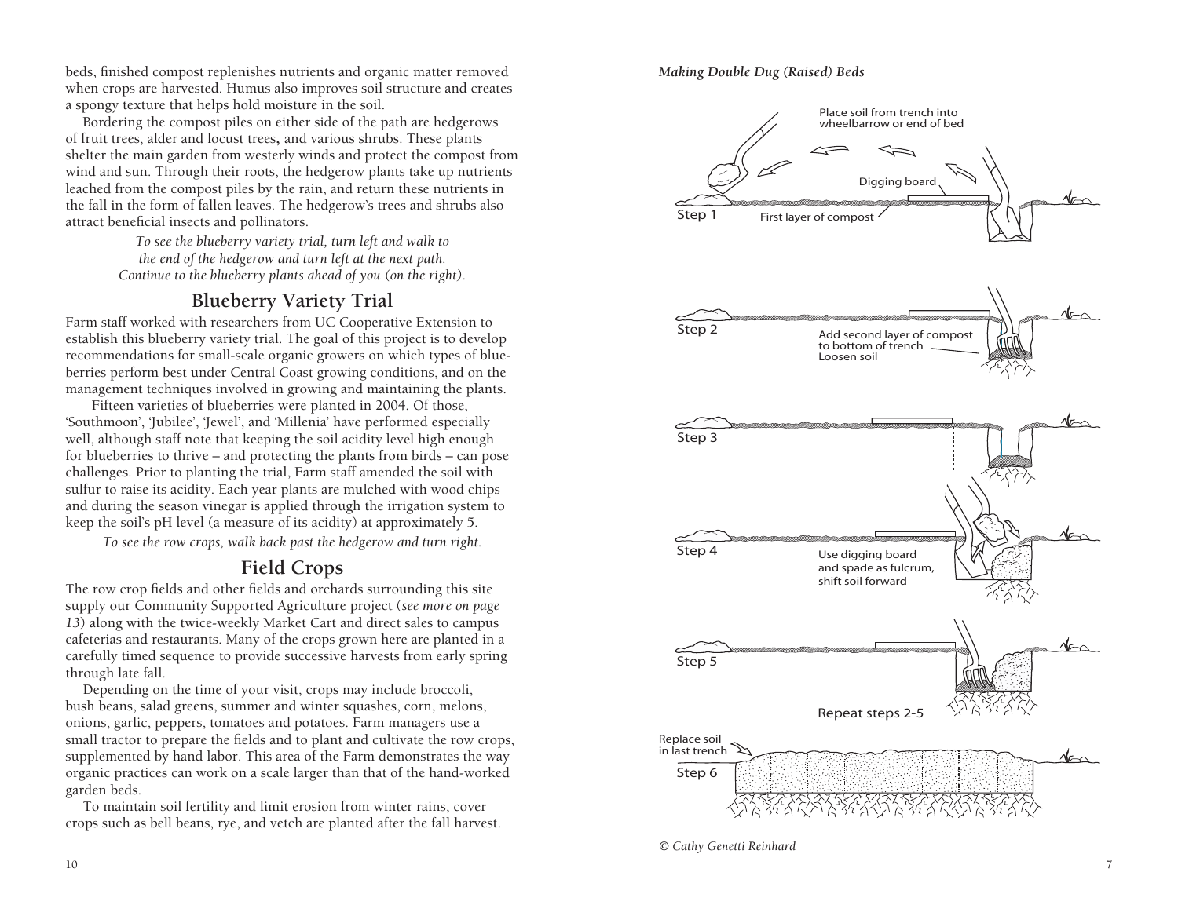beds, finished compost replenishes nutrients and organic matter removed when crops are harvested. Humus also improves soil structure and creates a spongy texture that helps hold moisture in the soil.

Bordering the compost piles on either side of the path are hedgerows of fruit trees, alder and locust trees, and various shrubs. These plants shelter the main garden from westerly winds and protect the compost from wind and sun. Through their roots, the hedgerow plants take up nutrients leached from the compost piles by the rain, and return these nutrients in the fall in the form of fallen leaves. The hedgerow's trees and shrubs also attract beneficial insects and pollinators.

*To see the blueberry variety trial, turn left and walk to the end of the hedgerow and turn left at the next path. Continue to the blueberry plants ahead of you (on the right).*

## Blueberry Variety Trial

Farm staff worked with researchers from UC Cooperative Extension to establish this blueberry variety trial. The goal of this project is to develop recommendations for small-scale organic growers on which types of blueberries perform best under Central Coast growing conditions, and on the management techniques involved in growing and maintaining the plants.

Fifteen varieties of blueberries were planted in 2004. Of those, 'Southmoon', 'Jubilee', 'Jewel', and 'Millenia' have performed especially well, although staff note that keeping the soil acidity level high enough for blueberries to thrive – and protecting the plants from birds – can pose challenges. Prior to planting the trial, Farm staff amended the soil with sulfur to raise its acidity. Each year plants are mulched with wood chips and during the season vinegar is applied through the irrigation system to keep the soil's pH level (a measure of its acidity) at approximately 5.

*To see the row crops, walk back past the hedgerow and turn right.*

## Field Crops

The row crop fields and other fields and orchards surrounding this site supply our Community Supported Agriculture project (*see more on page 13*) along with the twice-weekly Market Cart and direct sales to campus cafeterias and restaurants. Many of the crops grown here are planted in a carefully timed sequence to provide successive harvests from early spring through late fall.

Depending on the time of your visit, crops may include broccoli, bush beans, salad greens, summer and winter squashes, corn, melons, onions, garlic, peppers, tomatoes and potatoes. Farm managers use a small tractor to prepare the fields and to plant and cultivate the row crops, supplemented by hand labor. This area of the Farm demonstrates the way organic practices can work on a scale larger than that of the hand-worked garden beds.

To maintain soil fertility and limit erosion from winter rains, cover crops such as bell beans, rye, and vetch are planted after the fall harvest.

***Making Double Dug (Raised) Beds***

Step 1: Place soil from trench into wheelbarrow or end of bed. Digging board. First layer of compost.

Step 2: Add second layer of compost to bottom of trench. Loosen soil.

Step 3

Step 4: Use digging board and spade as fulcrum, shift soil forward.

Step 5

Repeat steps 2-5

Step 6: Replace soil in last trench.

*© Cathy Genetti Reinhard*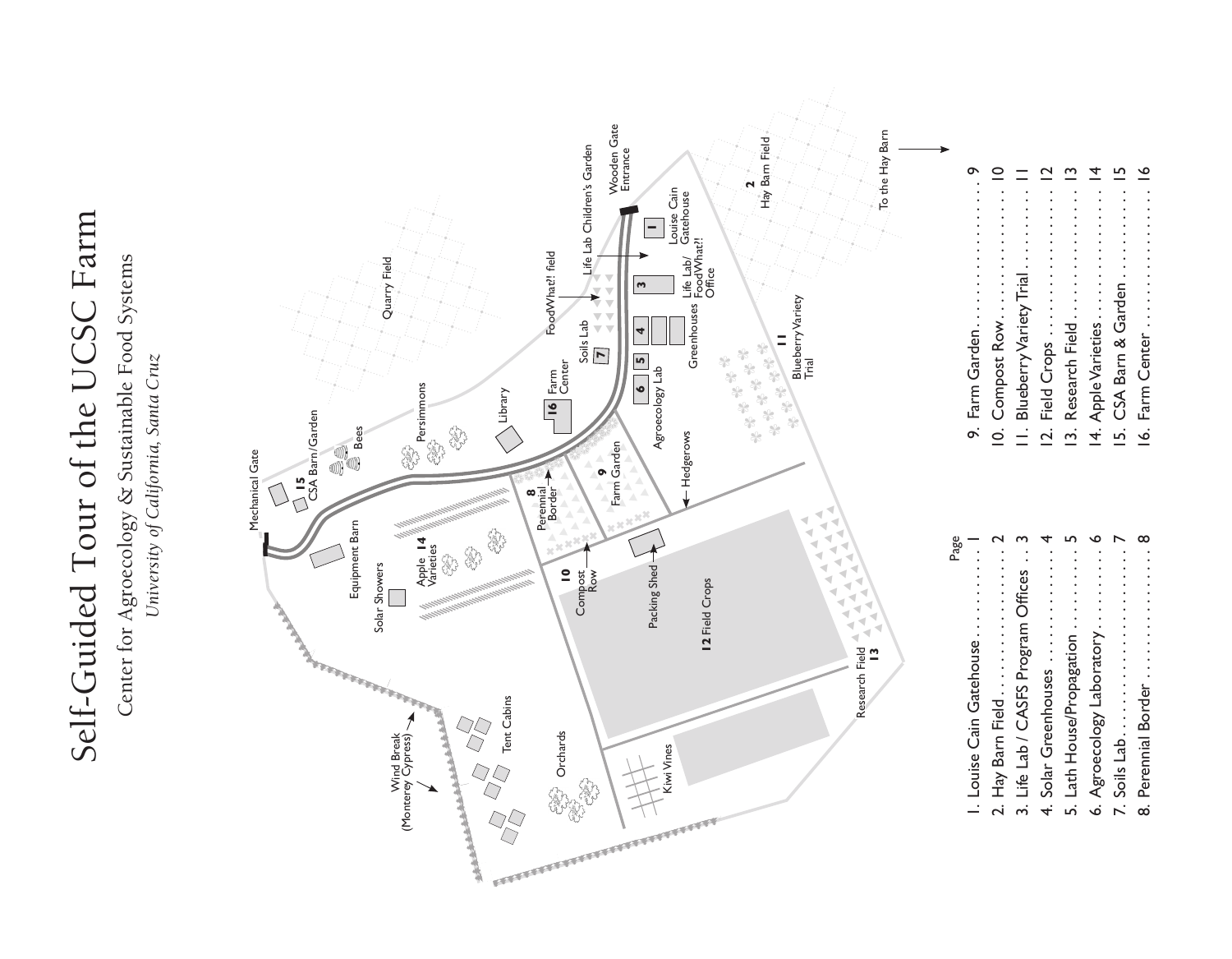# Self-Guided Tour of the UCSC Farm

Center for Agroecology & Sustainable Food Systems

*University of California, Santa Cruz*

| | Page |
|---|---|
| 1. Louise Cain Gatehouse | 1 |
| 2. Hay Barn Field | 2 |
| 3. Life Lab / CASFS Program Offices | 3 |
| 4. Solar Greenhouses | 4 |
| 5. Lath House/Propagation | 5 |
| 6. Agroecology Laboratory | 6 |
| 7. Soils Lab | 7 |
| 8. Perennial Border | 8 |
| 9. Farm Garden | 9 |
| 10. Compost Row | 10 |
| 11. Blueberry Variety Trial | 11 |
| 12. Field Crops | 12 |
| 13. Research Field | 13 |
| 14. Apple Varieties | 14 |
| 15. CSA Barn & Garden | 15 |
| 16. Farm Center | 16 |

Mechanical Gate
15 CSA Barn/Garden
Bees
Persimmons
Library
Quarry Field
16 Farm Center
FoodWhat?! field
Soils Lab 7
Life Lab Children's Garden
Wooden Gate Entrance
1 Louise Cain Gatehouse
2 Hay Barn Field
To the Hay Barn
3 Life Lab/FoodWhat?! Office
4 5 Greenhouses
6 Agroecology Lab
11 Blueberry Variety Trial
Hedgerows
9 Farm Garden
8 Perennial Border
Equipment Barn
14 Apple Varieties
Solar Showers
10 Compost Row
Packing Shed
12 Field Crops
13 Research Field
Tent Cabins
Orchards
Kiwi Vines
Wind Break (Monterey Cypress)